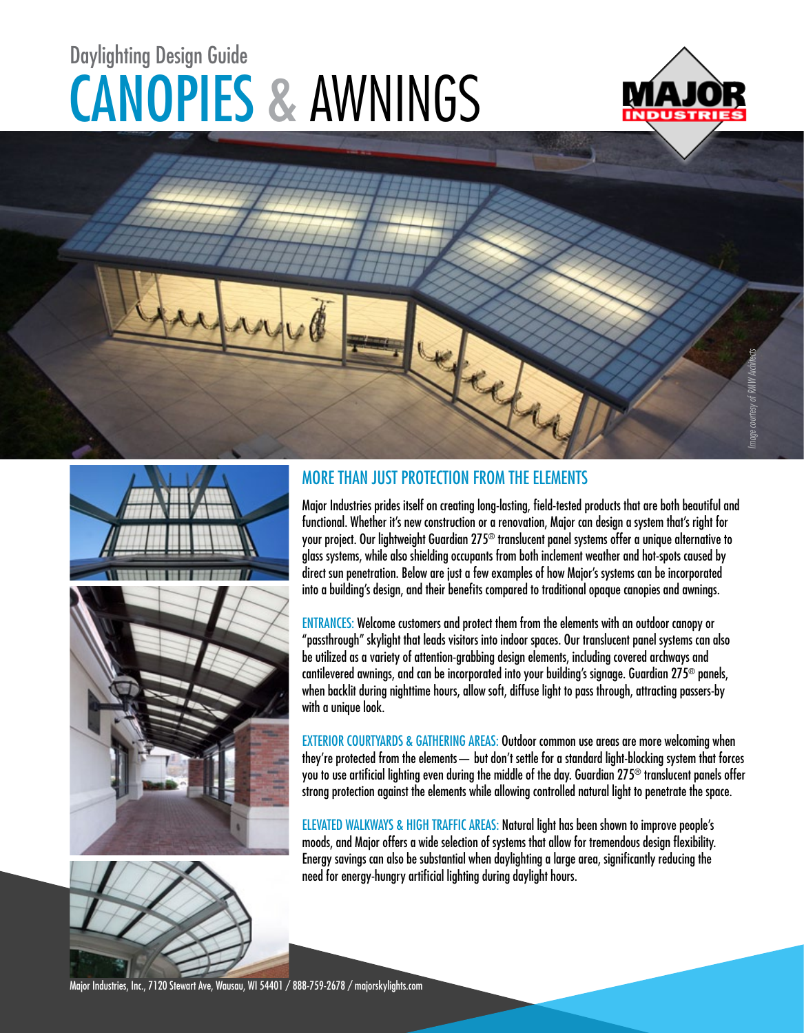Daylighting Design Guide

# CANOPIES & AWNINGS

*Image courtesy of RAW Architects*

## MORE THAN JUST PROTECTION FROM THE ELEMENTS

Major Industries prides itself on creating long-lasting, field-tested products that are both beautiful and functional. Whether it's new construction or a renovation, Major can design a system that's right for your project. Our lightweight Guardian 275® translucent panel systems offer a unique alternative to glass systems, while also shielding occupants from both inclement weather and hot-spots caused by direct sun penetration. Below are just a few examples of how Major's systems can be incorporated into a building's design, and their benefits compared to traditional opaque canopies and awnings.

**ENTRANCES:** Welcome customers and protect them from the elements with an outdoor canopy or "passthrough" skylight that leads visitors into indoor spaces. Our translucent panel systems can also be utilized as a variety of attention-grabbing design elements, including covered archways and cantilevered awnings, and can be incorporated into your building's signage. Guardian 275® panels, when backlit during nighttime hours, allow soft, diffuse light to pass through, attracting passers-by with a unique look.

**EXTERIOR COURTYARDS & GATHERING AREAS:** Outdoor common use areas are more welcoming when they're protected from the elements— but don't settle for a standard light-blocking system that forces you to use artificial lighting even during the middle of the day. Guardian 275® translucent panels offer strong protection against the elements while allowing controlled natural light to penetrate the space.

**ELEVATED WALKWAYS & HIGH TRAFFIC AREAS:** Natural light has been shown to improve people's moods, and Major offers a wide selection of systems that allow for tremendous design flexibility. Energy savings can also be substantial when daylighting a large area, significantly reducing the need for energy-hungry artificial lighting during daylight hours.

Major Industries, Inc., 7120 Stewart Ave, Wausau, WI 54401 / 888-759-2678 / majorskylights.com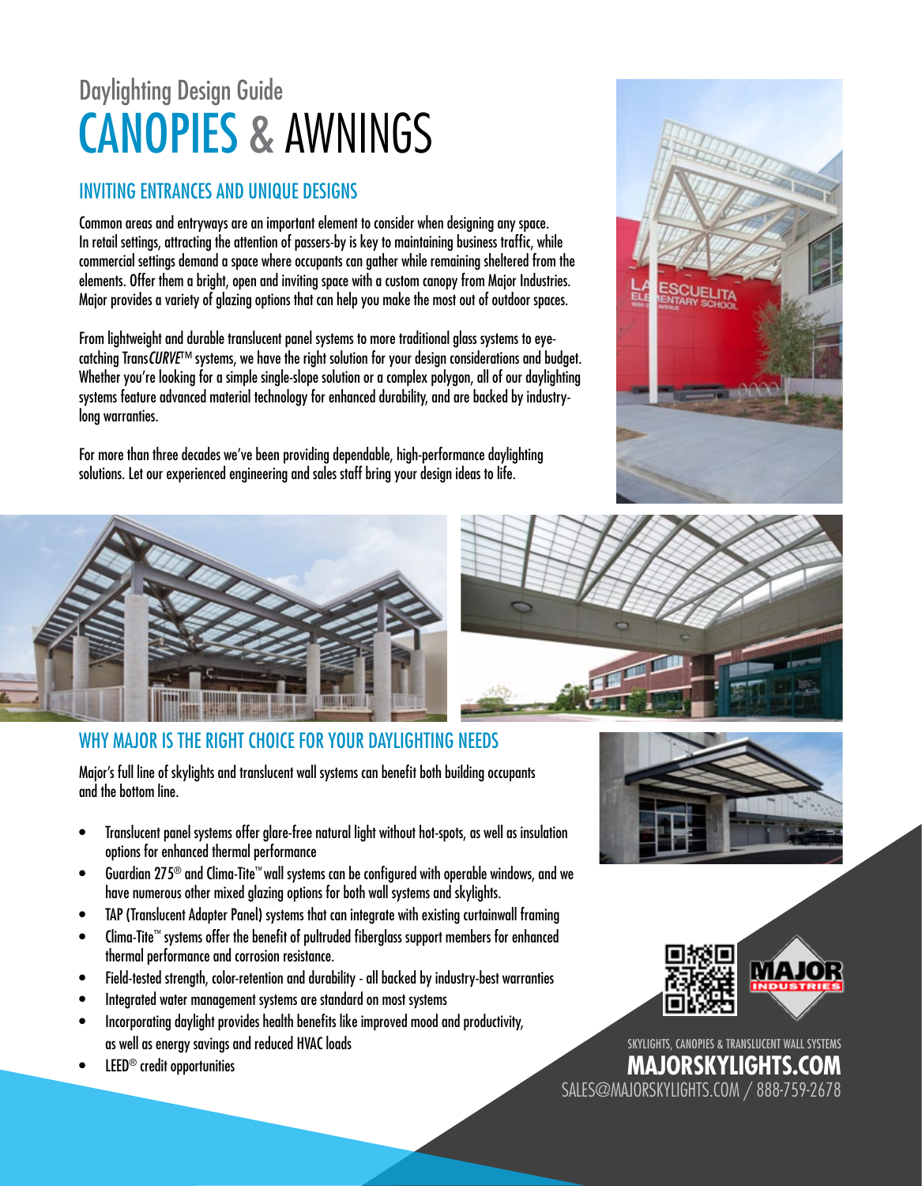Daylighting Design Guide

# CANOPIES & AWNINGS

## INVITING ENTRANCES AND UNIQUE DESIGNS

Common areas and entryways are an important element to consider when designing any space. In retail settings, attracting the attention of passers-by is key to maintaining business traffic, while commercial settings demand a space where occupants can gather while remaining sheltered from the elements. Offer them a bright, open and inviting space with a custom canopy from Major Industries. Major provides a variety of glazing options that can help you make the most out of outdoor spaces.

From lightweight and durable translucent panel systems to more traditional glass systems to eye-catching Trans*CURVE*™ systems, we have the right solution for your design considerations and budget. Whether you're looking for a simple single-slope solution or a complex polygon, all of our daylighting systems feature advanced material technology for enhanced durability, and are backed by industry-long warranties.

For more than three decades we've been providing dependable, high-performance daylighting solutions. Let our experienced engineering and sales staff bring your design ideas to life.

## WHY MAJOR IS THE RIGHT CHOICE FOR YOUR DAYLIGHTING NEEDS

Major's full line of skylights and translucent wall systems can benefit both building occupants and the bottom line.

- Translucent panel systems offer glare-free natural light without hot-spots, as well as insulation options for enhanced thermal performance
- Guardian 275® and Clima-Tite™ wall systems can be configured with operable windows, and we have numerous other mixed glazing options for both wall systems and skylights.
- TAP (Translucent Adapter Panel) systems that can integrate with existing curtainwall framing
- Clima-Tite™ systems offer the benefit of pultruded fiberglass support members for enhanced thermal performance and corrosion resistance.
- Field-tested strength, color-retention and durability - all backed by industry-best warranties
- Integrated water management systems are standard on most systems
- Incorporating daylight provides health benefits like improved mood and productivity, as well as energy savings and reduced HVAC loads
- LEED® credit opportunities

SKYLIGHTS, CANOPIES & TRANSLUCENT WALL SYSTEMS

**MAJORSKYLIGHTS.COM**

SALES@MAJORSKYLIGHTS.COM / 888-759-2678